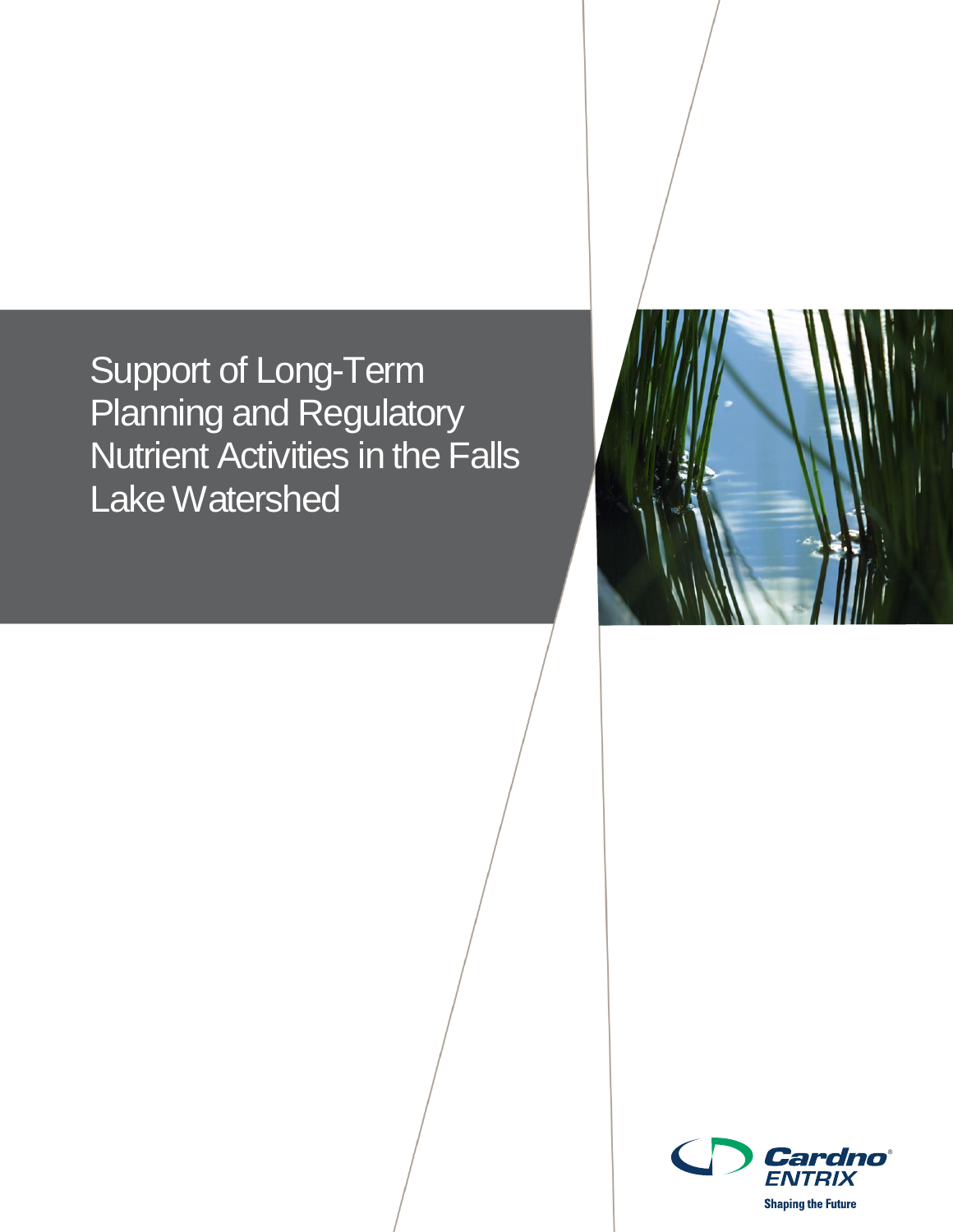# Support of Long-Term Planning and Regulatory Nutrient Activities in the Falls Lake Watershed

Cardno ENTRIX

Shaping the Future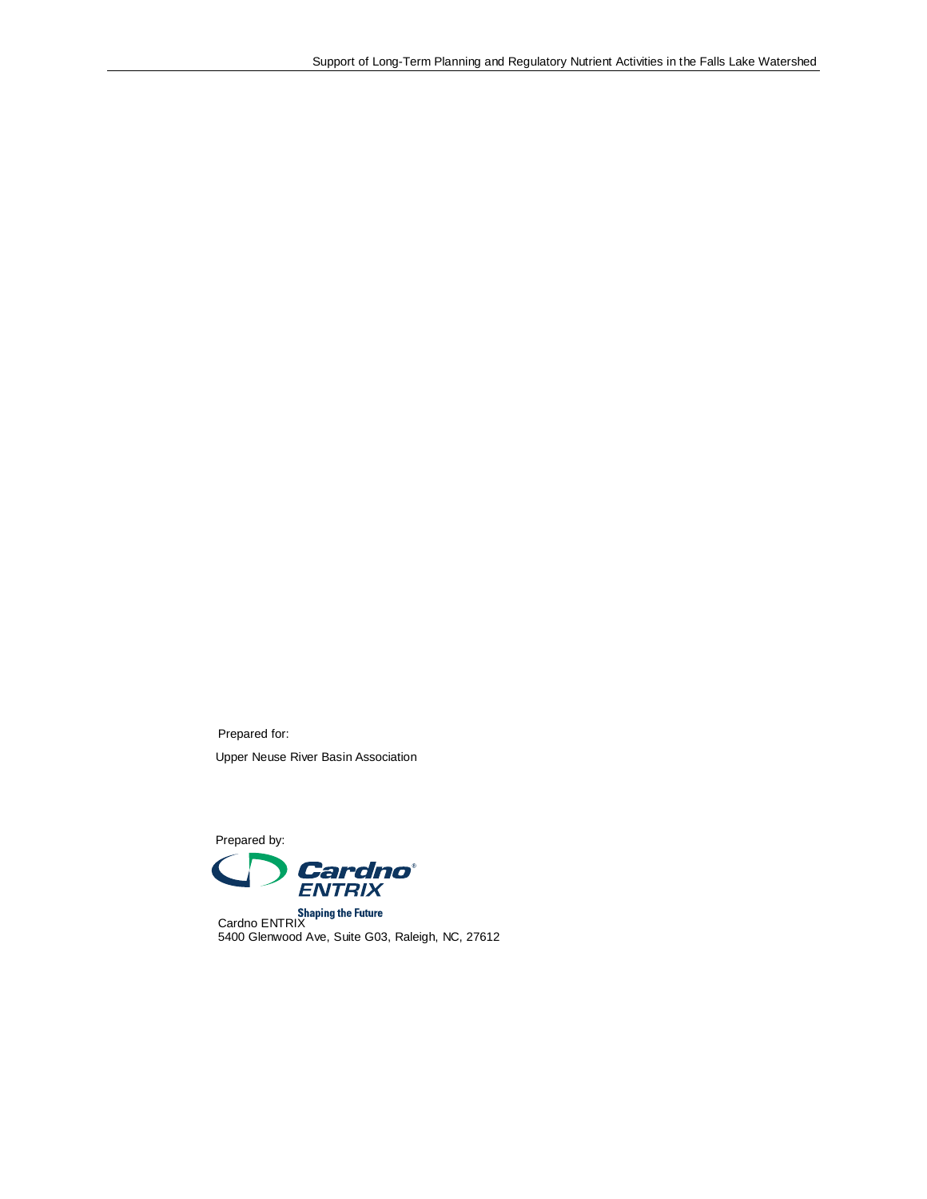Prepared for:

Upper Neuse River Basin Association

Prepared by:

Cardno ENTRIX

Shaping the Future

Cardno ENTRIX
5400 Glenwood Ave, Suite G03, Raleigh, NC, 27612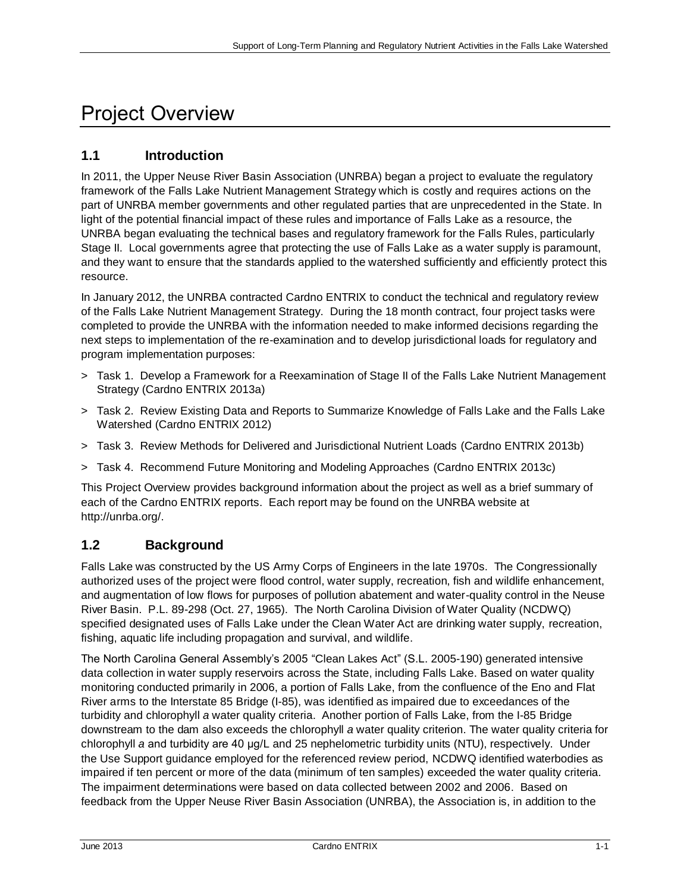# Project Overview

## 1.1 Introduction

In 2011, the Upper Neuse River Basin Association (UNRBA) began a project to evaluate the regulatory framework of the Falls Lake Nutrient Management Strategy which is costly and requires actions on the part of UNRBA member governments and other regulated parties that are unprecedented in the State. In light of the potential financial impact of these rules and importance of Falls Lake as a resource, the UNRBA began evaluating the technical bases and regulatory framework for the Falls Rules, particularly Stage II. Local governments agree that protecting the use of Falls Lake as a water supply is paramount, and they want to ensure that the standards applied to the watershed sufficiently and efficiently protect this resource.

In January 2012, the UNRBA contracted Cardno ENTRIX to conduct the technical and regulatory review of the Falls Lake Nutrient Management Strategy. During the 18 month contract, four project tasks were completed to provide the UNRBA with the information needed to make informed decisions regarding the next steps to implementation of the re-examination and to develop jurisdictional loads for regulatory and program implementation purposes:

> Task 1. Develop a Framework for a Reexamination of Stage II of the Falls Lake Nutrient Management Strategy (Cardno ENTRIX 2013a)

> Task 2. Review Existing Data and Reports to Summarize Knowledge of Falls Lake and the Falls Lake Watershed (Cardno ENTRIX 2012)

> Task 3. Review Methods for Delivered and Jurisdictional Nutrient Loads (Cardno ENTRIX 2013b)

> Task 4. Recommend Future Monitoring and Modeling Approaches (Cardno ENTRIX 2013c)

This Project Overview provides background information about the project as well as a brief summary of each of the Cardno ENTRIX reports. Each report may be found on the UNRBA website at http://unrba.org/.

## 1.2 Background

Falls Lake was constructed by the US Army Corps of Engineers in the late 1970s. The Congressionally authorized uses of the project were flood control, water supply, recreation, fish and wildlife enhancement, and augmentation of low flows for purposes of pollution abatement and water-quality control in the Neuse River Basin. P.L. 89-298 (Oct. 27, 1965). The North Carolina Division of Water Quality (NCDWQ) specified designated uses of Falls Lake under the Clean Water Act are drinking water supply, recreation, fishing, aquatic life including propagation and survival, and wildlife.

The North Carolina General Assembly's 2005 "Clean Lakes Act" (S.L. 2005-190) generated intensive data collection in water supply reservoirs across the State, including Falls Lake. Based on water quality monitoring conducted primarily in 2006, a portion of Falls Lake, from the confluence of the Eno and Flat River arms to the Interstate 85 Bridge (I-85), was identified as impaired due to exceedances of the turbidity and chlorophyll *a* water quality criteria. Another portion of Falls Lake, from the I-85 Bridge downstream to the dam also exceeds the chlorophyll *a* water quality criterion. The water quality criteria for chlorophyll *a* and turbidity are 40 µg/L and 25 nephelometric turbidity units (NTU), respectively. Under the Use Support guidance employed for the referenced review period, NCDWQ identified waterbodies as impaired if ten percent or more of the data (minimum of ten samples) exceeded the water quality criteria. The impairment determinations were based on data collected between 2002 and 2006. Based on feedback from the Upper Neuse River Basin Association (UNRBA), the Association is, in addition to the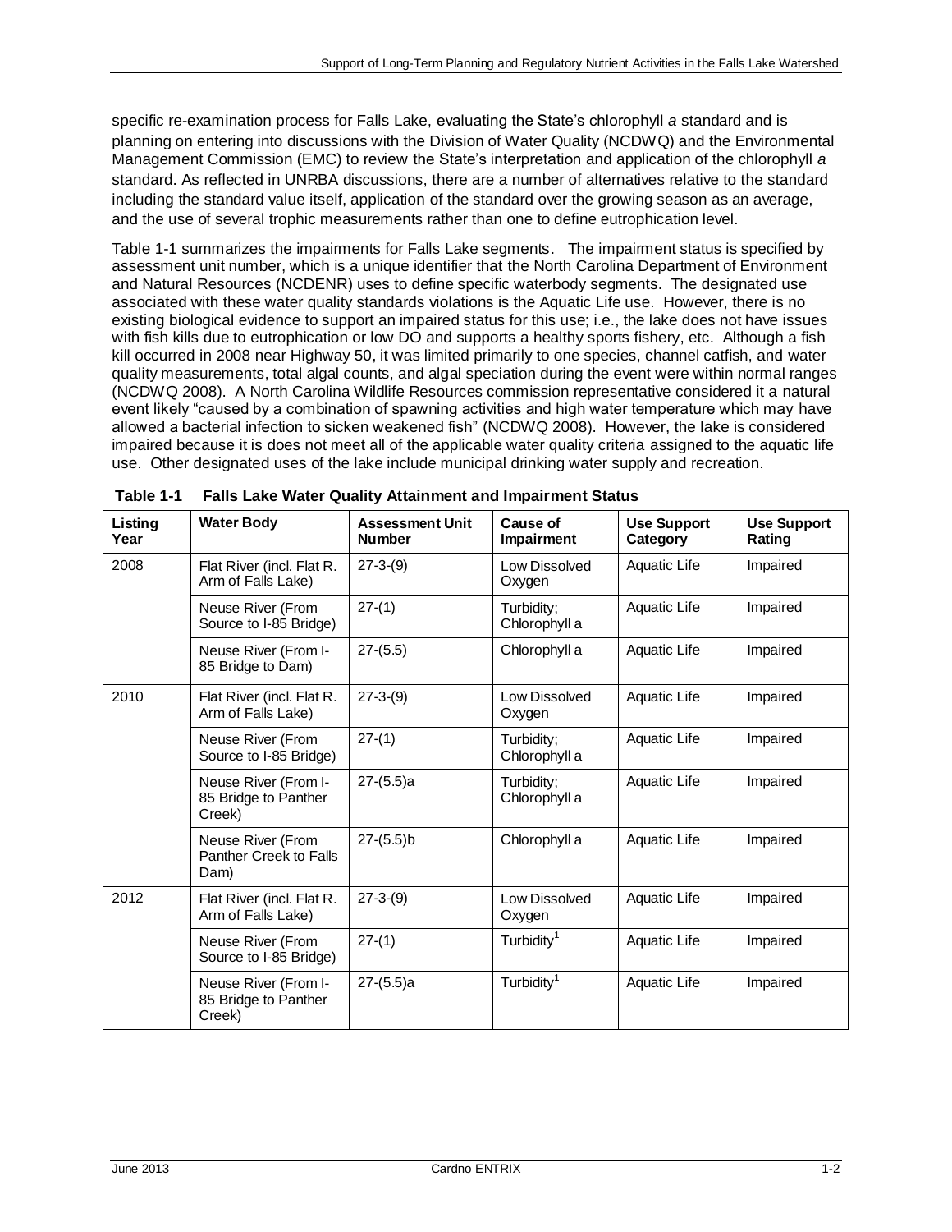specific re-examination process for Falls Lake, evaluating the State's chlorophyll *a* standard and is planning on entering into discussions with the Division of Water Quality (NCDWQ) and the Environmental Management Commission (EMC) to review the State's interpretation and application of the chlorophyll *a* standard. As reflected in UNRBA discussions, there are a number of alternatives relative to the standard including the standard value itself, application of the standard over the growing season as an average, and the use of several trophic measurements rather than one to define eutrophication level.

Table 1-1 summarizes the impairments for Falls Lake segments. The impairment status is specified by assessment unit number, which is a unique identifier that the North Carolina Department of Environment and Natural Resources (NCDENR) uses to define specific waterbody segments. The designated use associated with these water quality standards violations is the Aquatic Life use. However, there is no existing biological evidence to support an impaired status for this use; i.e., the lake does not have issues with fish kills due to eutrophication or low DO and supports a healthy sports fishery, etc. Although a fish kill occurred in 2008 near Highway 50, it was limited primarily to one species, channel catfish, and water quality measurements, total algal counts, and algal speciation during the event were within normal ranges (NCDWQ 2008). A North Carolina Wildlife Resources commission representative considered it a natural event likely "caused by a combination of spawning activities and high water temperature which may have allowed a bacterial infection to sicken weakened fish" (NCDWQ 2008). However, the lake is considered impaired because it is does not meet all of the applicable water quality criteria assigned to the aquatic life use. Other designated uses of the lake include municipal drinking water supply and recreation.

**Table 1-1 Falls Lake Water Quality Attainment and Impairment Status**

| Listing Year | Water Body | Assessment Unit Number | Cause of Impairment | Use Support Category | Use Support Rating |
|---|---|---|---|---|---|
| 2008 | Flat River (incl. Flat R. Arm of Falls Lake) | 27-3-(9) | Low Dissolved Oxygen | Aquatic Life | Impaired |
| | Neuse River (From Source to I-85 Bridge) | 27-(1) | Turbidity; Chlorophyll a | Aquatic Life | Impaired |
| | Neuse River (From I-85 Bridge to Dam) | 27-(5.5) | Chlorophyll a | Aquatic Life | Impaired |
| 2010 | Flat River (incl. Flat R. Arm of Falls Lake) | 27-3-(9) | Low Dissolved Oxygen | Aquatic Life | Impaired |
| | Neuse River (From Source to I-85 Bridge) | 27-(1) | Turbidity; Chlorophyll a | Aquatic Life | Impaired |
| | Neuse River (From I-85 Bridge to Panther Creek) | 27-(5.5)a | Turbidity; Chlorophyll a | Aquatic Life | Impaired |
| | Neuse River (From Panther Creek to Falls Dam) | 27-(5.5)b | Chlorophyll a | Aquatic Life | Impaired |
| 2012 | Flat River (incl. Flat R. Arm of Falls Lake) | 27-3-(9) | Low Dissolved Oxygen | Aquatic Life | Impaired |
| | Neuse River (From Source to I-85 Bridge) | 27-(1) | Turbidity[1] | Aquatic Life | Impaired |
| | Neuse River (From I-85 Bridge to Panther Creek) | 27-(5.5)a | Turbidity[1] | Aquatic Life | Impaired |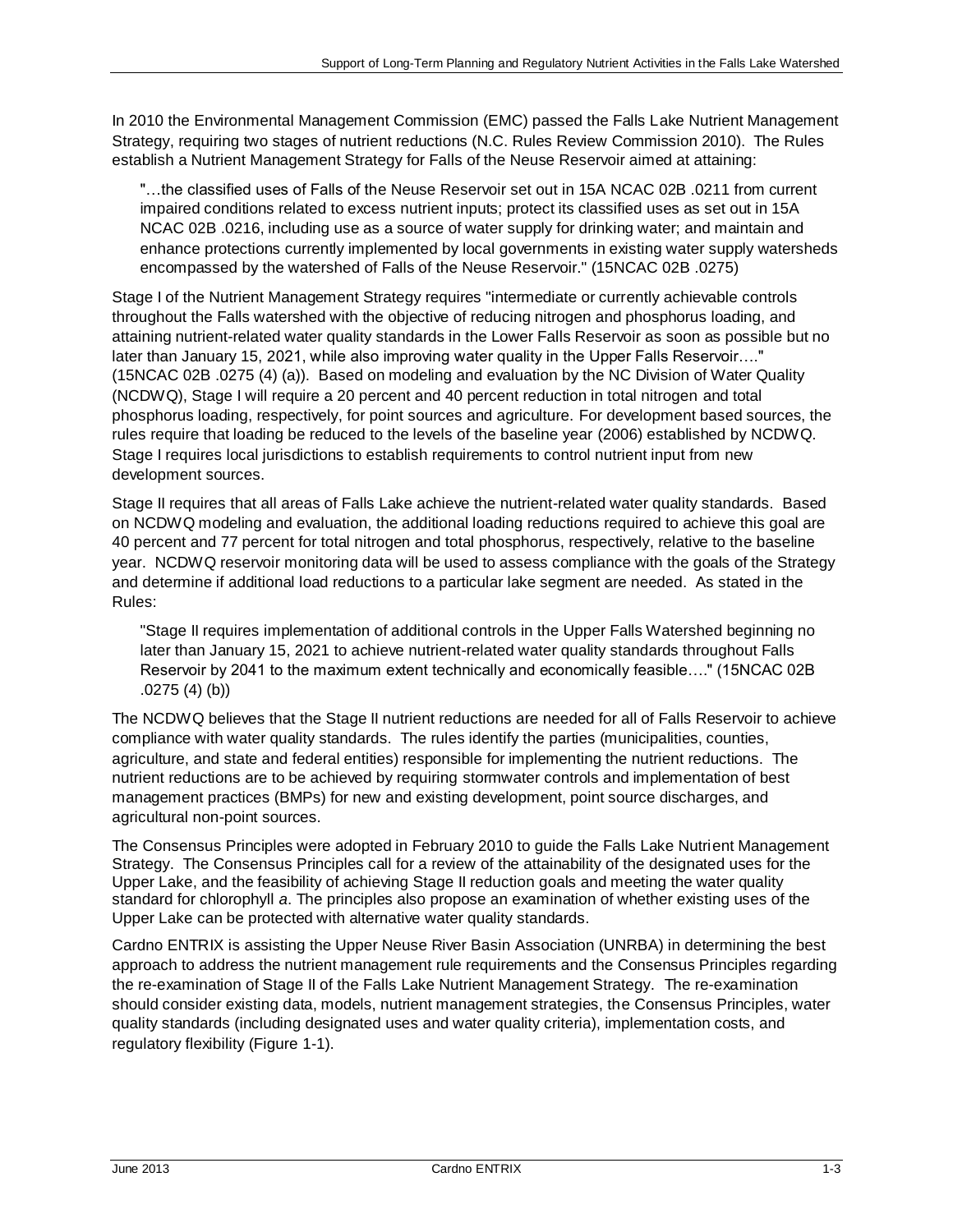In 2010 the Environmental Management Commission (EMC) passed the Falls Lake Nutrient Management Strategy, requiring two stages of nutrient reductions (N.C. Rules Review Commission 2010). The Rules establish a Nutrient Management Strategy for Falls of the Neuse Reservoir aimed at attaining:

> "…the classified uses of Falls of the Neuse Reservoir set out in 15A NCAC 02B .0211 from current impaired conditions related to excess nutrient inputs; protect its classified uses as set out in 15A NCAC 02B .0216, including use as a source of water supply for drinking water; and maintain and enhance protections currently implemented by local governments in existing water supply watersheds encompassed by the watershed of Falls of the Neuse Reservoir." (15NCAC 02B .0275)

Stage I of the Nutrient Management Strategy requires "intermediate or currently achievable controls throughout the Falls watershed with the objective of reducing nitrogen and phosphorus loading, and attaining nutrient-related water quality standards in the Lower Falls Reservoir as soon as possible but no later than January 15, 2021, while also improving water quality in the Upper Falls Reservoir…." (15NCAC 02B .0275 (4) (a)). Based on modeling and evaluation by the NC Division of Water Quality (NCDWQ), Stage I will require a 20 percent and 40 percent reduction in total nitrogen and total phosphorus loading, respectively, for point sources and agriculture. For development based sources, the rules require that loading be reduced to the levels of the baseline year (2006) established by NCDWQ. Stage I requires local jurisdictions to establish requirements to control nutrient input from new development sources.

Stage II requires that all areas of Falls Lake achieve the nutrient-related water quality standards. Based on NCDWQ modeling and evaluation, the additional loading reductions required to achieve this goal are 40 percent and 77 percent for total nitrogen and total phosphorus, respectively, relative to the baseline year. NCDWQ reservoir monitoring data will be used to assess compliance with the goals of the Strategy and determine if additional load reductions to a particular lake segment are needed. As stated in the Rules:

> "Stage II requires implementation of additional controls in the Upper Falls Watershed beginning no later than January 15, 2021 to achieve nutrient-related water quality standards throughout Falls Reservoir by 2041 to the maximum extent technically and economically feasible…." (15NCAC 02B .0275 (4) (b))

The NCDWQ believes that the Stage II nutrient reductions are needed for all of Falls Reservoir to achieve compliance with water quality standards. The rules identify the parties (municipalities, counties, agriculture, and state and federal entities) responsible for implementing the nutrient reductions. The nutrient reductions are to be achieved by requiring stormwater controls and implementation of best management practices (BMPs) for new and existing development, point source discharges, and agricultural non-point sources.

The Consensus Principles were adopted in February 2010 to guide the Falls Lake Nutrient Management Strategy. The Consensus Principles call for a review of the attainability of the designated uses for the Upper Lake, and the feasibility of achieving Stage II reduction goals and meeting the water quality standard for chlorophyll *a*. The principles also propose an examination of whether existing uses of the Upper Lake can be protected with alternative water quality standards.

Cardno ENTRIX is assisting the Upper Neuse River Basin Association (UNRBA) in determining the best approach to address the nutrient management rule requirements and the Consensus Principles regarding the re-examination of Stage II of the Falls Lake Nutrient Management Strategy. The re-examination should consider existing data, models, nutrient management strategies, the Consensus Principles, water quality standards (including designated uses and water quality criteria), implementation costs, and regulatory flexibility (Figure 1-1).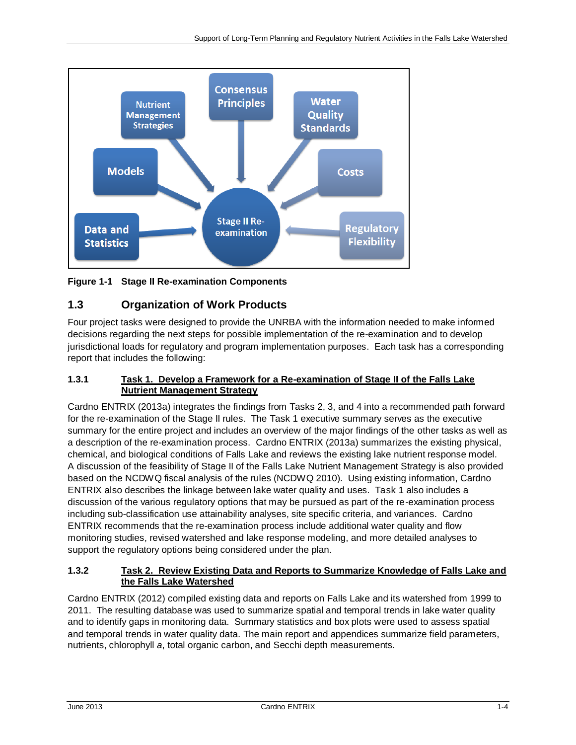Figure 1-1 Stage II Re-examination Components

## 1.3 Organization of Work Products

Four project tasks were designed to provide the UNRBA with the information needed to make informed decisions regarding the next steps for possible implementation of the re-examination and to develop jurisdictional loads for regulatory and program implementation purposes. Each task has a corresponding report that includes the following:

### 1.3.1 Task 1. Develop a Framework for a Re-examination of Stage II of the Falls Lake Nutrient Management Strategy

Cardno ENTRIX (2013a) integrates the findings from Tasks 2, 3, and 4 into a recommended path forward for the re-examination of the Stage II rules. The Task 1 executive summary serves as the executive summary for the entire project and includes an overview of the major findings of the other tasks as well as a description of the re-examination process. Cardno ENTRIX (2013a) summarizes the existing physical, chemical, and biological conditions of Falls Lake and reviews the existing lake nutrient response model. A discussion of the feasibility of Stage II of the Falls Lake Nutrient Management Strategy is also provided based on the NCDWQ fiscal analysis of the rules (NCDWQ 2010). Using existing information, Cardno ENTRIX also describes the linkage between lake water quality and uses. Task 1 also includes a discussion of the various regulatory options that may be pursued as part of the re-examination process including sub-classification use attainability analyses, site specific criteria, and variances. Cardno ENTRIX recommends that the re-examination process include additional water quality and flow monitoring studies, revised watershed and lake response modeling, and more detailed analyses to support the regulatory options being considered under the plan.

### 1.3.2 Task 2. Review Existing Data and Reports to Summarize Knowledge of Falls Lake and the Falls Lake Watershed

Cardno ENTRIX (2012) compiled existing data and reports on Falls Lake and its watershed from 1999 to 2011. The resulting database was used to summarize spatial and temporal trends in lake water quality and to identify gaps in monitoring data. Summary statistics and box plots were used to assess spatial and temporal trends in water quality data. The main report and appendices summarize field parameters, nutrients, chlorophyll *a*, total organic carbon, and Secchi depth measurements.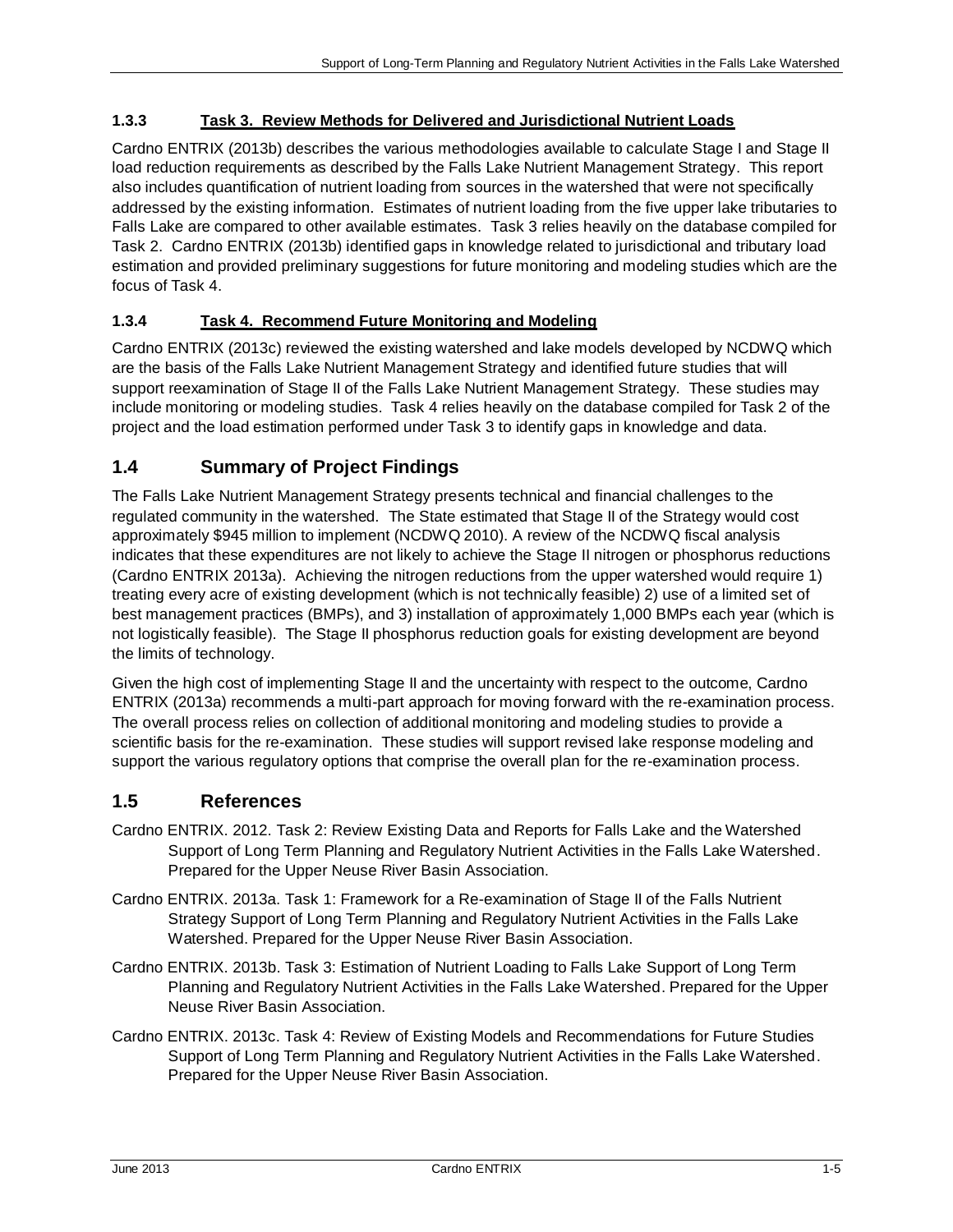### 1.3.3 Task 3. Review Methods for Delivered and Jurisdictional Nutrient Loads

Cardno ENTRIX (2013b) describes the various methodologies available to calculate Stage I and Stage II load reduction requirements as described by the Falls Lake Nutrient Management Strategy. This report also includes quantification of nutrient loading from sources in the watershed that were not specifically addressed by the existing information. Estimates of nutrient loading from the five upper lake tributaries to Falls Lake are compared to other available estimates. Task 3 relies heavily on the database compiled for Task 2. Cardno ENTRIX (2013b) identified gaps in knowledge related to jurisdictional and tributary load estimation and provided preliminary suggestions for future monitoring and modeling studies which are the focus of Task 4.

### 1.3.4 Task 4. Recommend Future Monitoring and Modeling

Cardno ENTRIX (2013c) reviewed the existing watershed and lake models developed by NCDWQ which are the basis of the Falls Lake Nutrient Management Strategy and identified future studies that will support reexamination of Stage II of the Falls Lake Nutrient Management Strategy. These studies may include monitoring or modeling studies. Task 4 relies heavily on the database compiled for Task 2 of the project and the load estimation performed under Task 3 to identify gaps in knowledge and data.

## 1.4 Summary of Project Findings

The Falls Lake Nutrient Management Strategy presents technical and financial challenges to the regulated community in the watershed. The State estimated that Stage II of the Strategy would cost approximately $945 million to implement (NCDWQ 2010). A review of the NCDWQ fiscal analysis indicates that these expenditures are not likely to achieve the Stage II nitrogen or phosphorus reductions (Cardno ENTRIX 2013a). Achieving the nitrogen reductions from the upper watershed would require 1) treating every acre of existing development (which is not technically feasible) 2) use of a limited set of best management practices (BMPs), and 3) installation of approximately 1,000 BMPs each year (which is not logistically feasible). The Stage II phosphorus reduction goals for existing development are beyond the limits of technology.

Given the high cost of implementing Stage II and the uncertainty with respect to the outcome, Cardno ENTRIX (2013a) recommends a multi-part approach for moving forward with the re-examination process. The overall process relies on collection of additional monitoring and modeling studies to provide a scientific basis for the re-examination. These studies will support revised lake response modeling and support the various regulatory options that comprise the overall plan for the re-examination process.

## 1.5 References

Cardno ENTRIX. 2012. Task 2: Review Existing Data and Reports for Falls Lake and the Watershed Support of Long Term Planning and Regulatory Nutrient Activities in the Falls Lake Watershed. Prepared for the Upper Neuse River Basin Association.

Cardno ENTRIX. 2013a. Task 1: Framework for a Re-examination of Stage II of the Falls Nutrient Strategy Support of Long Term Planning and Regulatory Nutrient Activities in the Falls Lake Watershed. Prepared for the Upper Neuse River Basin Association.

Cardno ENTRIX. 2013b. Task 3: Estimation of Nutrient Loading to Falls Lake Support of Long Term Planning and Regulatory Nutrient Activities in the Falls Lake Watershed. Prepared for the Upper Neuse River Basin Association.

Cardno ENTRIX. 2013c. Task 4: Review of Existing Models and Recommendations for Future Studies Support of Long Term Planning and Regulatory Nutrient Activities in the Falls Lake Watershed. Prepared for the Upper Neuse River Basin Association.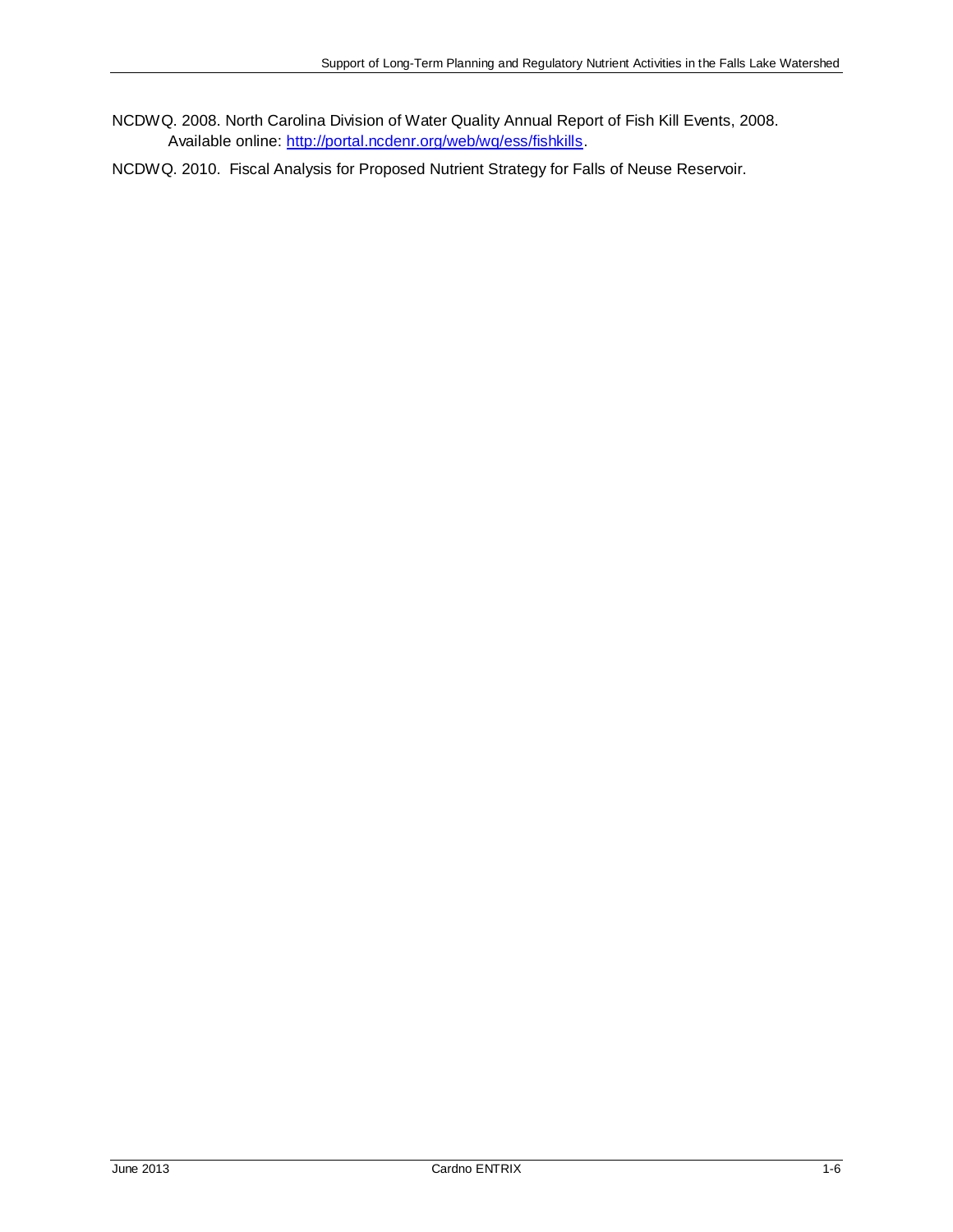NCDWQ. 2008. North Carolina Division of Water Quality Annual Report of Fish Kill Events, 2008. Available online: [http://portal.ncdenr.org/web/wq/ess/fishkills](http://portal.ncdenr.org/web/wq/ess/fishkills).

NCDWQ. 2010. Fiscal Analysis for Proposed Nutrient Strategy for Falls of Neuse Reservoir.